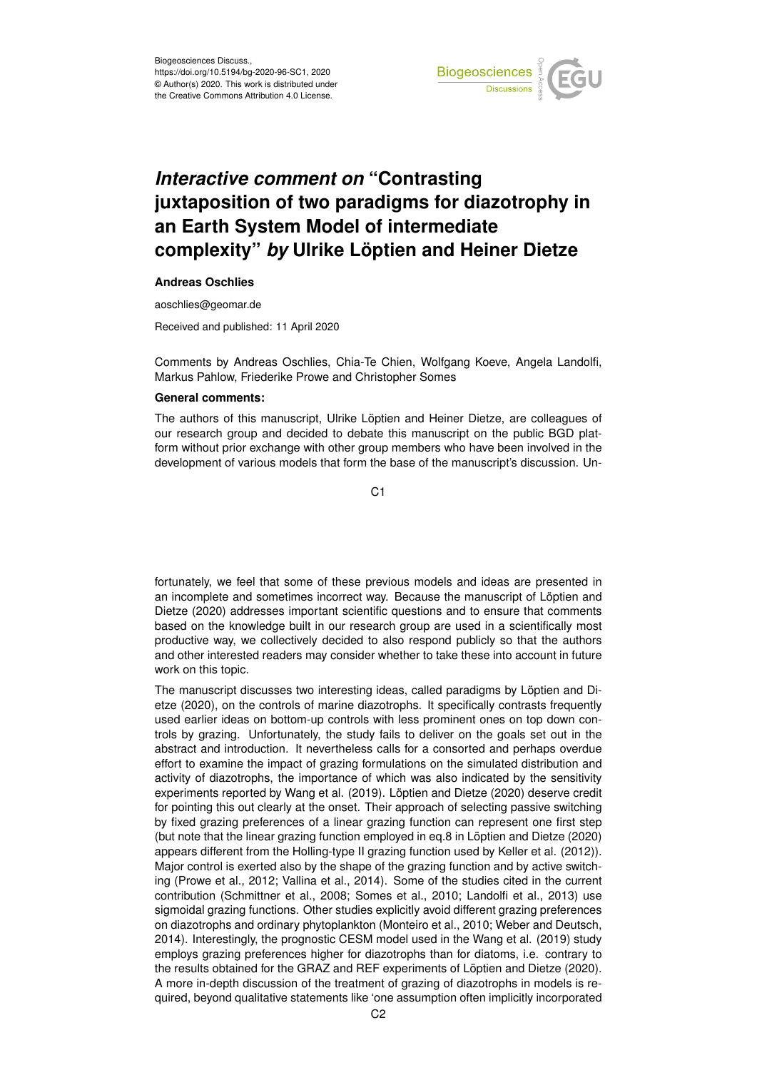Biogeosciences Discuss.,
https://doi.org/10.5194/bg-2020-96-SC1, 2020
© Author(s) 2020. This work is distributed under
the Creative Commons Attribution 4.0 License.

# *Interactive comment on* "Contrasting juxtaposition of two paradigms for diazotrophy in an Earth System Model of intermediate complexity" *by* Ulrike Löptien and Heiner Dietze

**Andreas Oschlies**

aoschlies@geomar.de

Received and published: 11 April 2020

Comments by Andreas Oschlies, Chia-Te Chien, Wolfgang Koeve, Angela Landolfi, Markus Pahlow, Friederike Prowe and Christopher Somes

**General comments:**

The authors of this manuscript, Ulrike Löptien and Heiner Dietze, are colleagues of our research group and decided to debate this manuscript on the public BGD platform without prior exchange with other group members who have been involved in the development of various models that form the base of the manuscript's discussion. Unfortunately, we feel that some of these previous models and ideas are presented in an incomplete and sometimes incorrect way. Because the manuscript of Löptien and Dietze (2020) addresses important scientific questions and to ensure that comments based on the knowledge built in our research group are used in a scientifically most productive way, we collectively decided to also respond publicly so that the authors and other interested readers may consider whether to take these into account in future work on this topic.

The manuscript discusses two interesting ideas, called paradigms by Löptien and Dietze (2020), on the controls of marine diazotrophs. It specifically contrasts frequently used earlier ideas on bottom-up controls with less prominent ones on top down controls by grazing. Unfortunately, the study fails to deliver on the goals set out in the abstract and introduction. It nevertheless calls for a consorted and perhaps overdue effort to examine the impact of grazing formulations on the simulated distribution and activity of diazotrophs, the importance of which was also indicated by the sensitivity experiments reported by Wang et al. (2019). Löptien and Dietze (2020) deserve credit for pointing this out clearly at the onset. Their approach of selecting passive switching by fixed grazing preferences of a linear grazing function can represent one first step (but note that the linear grazing function employed in eq.8 in Löptien and Dietze (2020) appears different from the Holling-type II grazing function used by Keller et al. (2012)). Major control is exerted also by the shape of the grazing function and by active switching (Prowe et al., 2012; Vallina et al., 2014). Some of the studies cited in the current contribution (Schmittner et al., 2008; Somes et al., 2010; Landolfi et al., 2013) use sigmoidal grazing functions. Other studies explicitly avoid different grazing preferences on diazotrophs and ordinary phytoplankton (Monteiro et al., 2010; Weber and Deutsch, 2014). Interestingly, the prognostic CESM model used in the Wang et al. (2019) study employs grazing preferences higher for diazotrophs than for diatoms, i.e. contrary to the results obtained for the GRAZ and REF experiments of Löptien and Dietze (2020). A more in-depth discussion of the treatment of grazing of diazotrophs in models is required, beyond qualitative statements like 'one assumption often implicitly incorporated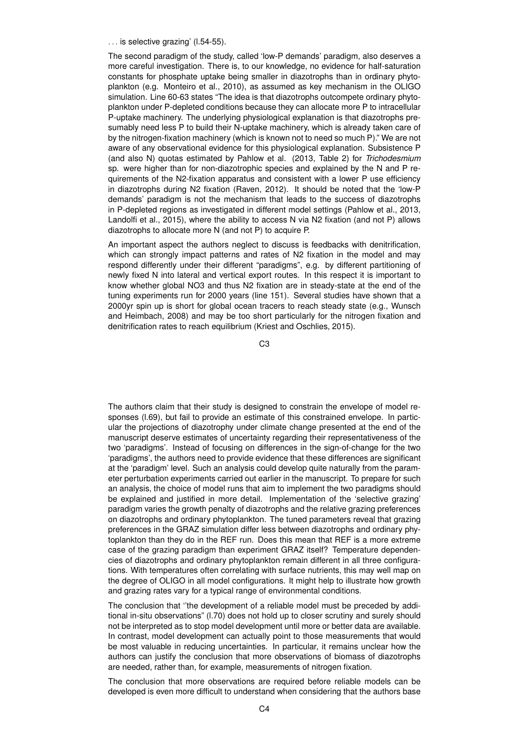. . . is selective grazing' (l.54-55).

The second paradigm of the study, called 'low-P demands' paradigm, also deserves a more careful investigation. There is, to our knowledge, no evidence for half-saturation constants for phosphate uptake being smaller in diazotrophs than in ordinary phytoplankton (e.g. Monteiro et al., 2010), as assumed as key mechanism in the OLIGO simulation. Line 60-63 states "The idea is that diazotrophs outcompete ordinary phytoplankton under P-depleted conditions because they can allocate more P to intracellular P-uptake machinery. The underlying physiological explanation is that diazotrophs presumably need less P to build their N-uptake machinery, which is already taken care of by the nitrogen-fixation machinery (which is known not to need so much P)." We are not aware of any observational evidence for this physiological explanation. Subsistence P (and also N) quotas estimated by Pahlow et al. (2013, Table 2) for *Trichodesmium* sp. were higher than for non-diazotrophic species and explained by the N and P requirements of the N2-fixation apparatus and consistent with a lower P use efficiency in diazotrophs during N2 fixation (Raven, 2012). It should be noted that the 'low-P demands' paradigm is not the mechanism that leads to the success of diazotrophs in P-depleted regions as investigated in different model settings (Pahlow et al., 2013, Landolfi et al., 2015), where the ability to access N via N2 fixation (and not P) allows diazotrophs to allocate more N (and not P) to acquire P.

An important aspect the authors neglect to discuss is feedbacks with denitrification, which can strongly impact patterns and rates of N2 fixation in the model and may respond differently under their different "paradigms", e.g. by different partitioning of newly fixed N into lateral and vertical export routes. In this respect it is important to know whether global NO3 and thus N2 fixation are in steady-state at the end of the tuning experiments run for 2000 years (line 151). Several studies have shown that a 2000yr spin up is short for global ocean tracers to reach steady state (e.g., Wunsch and Heimbach, 2008) and may be too short particularly for the nitrogen fixation and denitrification rates to reach equilibrium (Kriest and Oschlies, 2015).

The authors claim that their study is designed to constrain the envelope of model responses (l.69), but fail to provide an estimate of this constrained envelope. In particular the projections of diazotrophy under climate change presented at the end of the manuscript deserve estimates of uncertainty regarding their representativeness of the two 'paradigms'. Instead of focusing on differences in the sign-of-change for the two 'paradigms', the authors need to provide evidence that these differences are significant at the 'paradigm' level. Such an analysis could develop quite naturally from the parameter perturbation experiments carried out earlier in the manuscript. To prepare for such an analysis, the choice of model runs that aim to implement the two paradigms should be explained and justified in more detail. Implementation of the 'selective grazing' paradigm varies the growth penalty of diazotrophs and the relative grazing preferences on diazotrophs and ordinary phytoplankton. The tuned parameters reveal that grazing preferences in the GRAZ simulation differ less between diazotrophs and ordinary phytoplankton than they do in the REF run. Does this mean that REF is a more extreme case of the grazing paradigm than experiment GRAZ itself? Temperature dependencies of diazotrophs and ordinary phytoplankton remain different in all three configurations. With temperatures often correlating with surface nutrients, this may well map on the degree of OLIGO in all model configurations. It might help to illustrate how growth and grazing rates vary for a typical range of environmental conditions.

The conclusion that ''the development of a reliable model must be preceded by additional in-situ observations" (l.70) does not hold up to closer scrutiny and surely should not be interpreted as to stop model development until more or better data are available. In contrast, model development can actually point to those measurements that would be most valuable in reducing uncertainties. In particular, it remains unclear how the authors can justify the conclusion that more observations of biomass of diazotrophs are needed, rather than, for example, measurements of nitrogen fixation.

The conclusion that more observations are required before reliable models can be developed is even more difficult to understand when considering that the authors base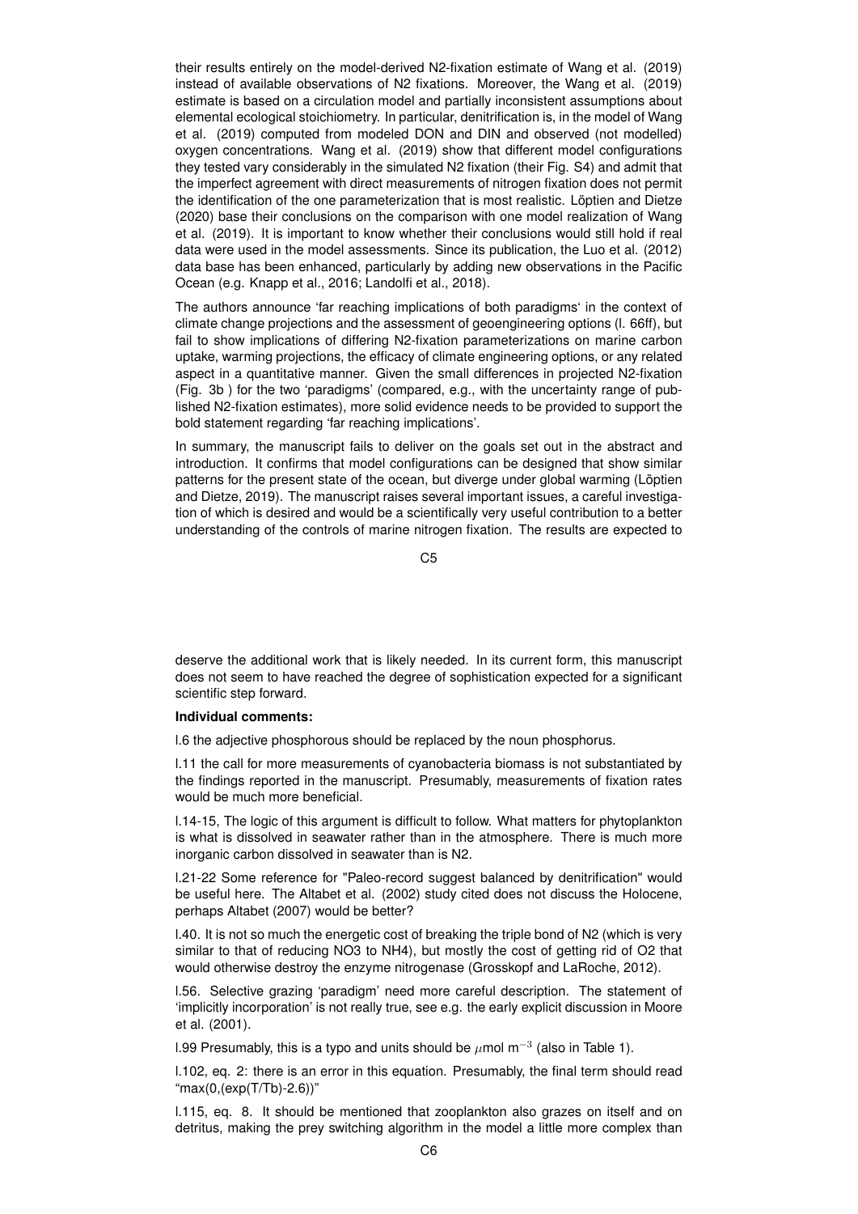their results entirely on the model-derived N2-fixation estimate of Wang et al. (2019) instead of available observations of N2 fixations. Moreover, the Wang et al. (2019) estimate is based on a circulation model and partially inconsistent assumptions about elemental ecological stoichiometry. In particular, denitrification is, in the model of Wang et al. (2019) computed from modeled DON and DIN and observed (not modelled) oxygen concentrations. Wang et al. (2019) show that different model configurations they tested vary considerably in the simulated N2 fixation (their Fig. S4) and admit that the imperfect agreement with direct measurements of nitrogen fixation does not permit the identification of the one parameterization that is most realistic. Löptien and Dietze (2020) base their conclusions on the comparison with one model realization of Wang et al. (2019). It is important to know whether their conclusions would still hold if real data were used in the model assessments. Since its publication, the Luo et al. (2012) data base has been enhanced, particularly by adding new observations in the Pacific Ocean (e.g. Knapp et al., 2016; Landolfi et al., 2018).

The authors announce 'far reaching implications of both paradigms' in the context of climate change projections and the assessment of geoengineering options (l. 66ff), but fail to show implications of differing N2-fixation parameterizations on marine carbon uptake, warming projections, the efficacy of climate engineering options, or any related aspect in a quantitative manner. Given the small differences in projected N2-fixation (Fig. 3b ) for the two 'paradigms' (compared, e.g., with the uncertainty range of published N2-fixation estimates), more solid evidence needs to be provided to support the bold statement regarding 'far reaching implications'.

In summary, the manuscript fails to deliver on the goals set out in the abstract and introduction. It confirms that model configurations can be designed that show similar patterns for the present state of the ocean, but diverge under global warming (Löptien and Dietze, 2019). The manuscript raises several important issues, a careful investigation of which is desired and would be a scientifically very useful contribution to a better understanding of the controls of marine nitrogen fixation. The results are expected to deserve the additional work that is likely needed. In its current form, this manuscript does not seem to have reached the degree of sophistication expected for a significant scientific step forward.

**Individual comments:**

l.6 the adjective phosphorous should be replaced by the noun phosphorus.

l.11 the call for more measurements of cyanobacteria biomass is not substantiated by the findings reported in the manuscript. Presumably, measurements of fixation rates would be much more beneficial.

l.14-15, The logic of this argument is difficult to follow. What matters for phytoplankton is what is dissolved in seawater rather than in the atmosphere. There is much more inorganic carbon dissolved in seawater than is N2.

l.21-22 Some reference for "Paleo-record suggest balanced by denitrification" would be useful here. The Altabet et al. (2002) study cited does not discuss the Holocene, perhaps Altabet (2007) would be better?

l.40. It is not so much the energetic cost of breaking the triple bond of N2 (which is very similar to that of reducing NO3 to NH4), but mostly the cost of getting rid of O2 that would otherwise destroy the enzyme nitrogenase (Grosskopf and LaRoche, 2012).

l.56. Selective grazing 'paradigm' need more careful description. The statement of 'implicitly incorporation' is not really true, see e.g. the early explicit discussion in Moore et al. (2001).

l.99 Presumably, this is a typo and units should be $\mu$mol m$^{-3}$ (also in Table 1).

l.102, eq. 2: there is an error in this equation. Presumably, the final term should read "max(0,(exp(T/Tb)-2.6))"

l.115, eq. 8. It should be mentioned that zooplankton also grazes on itself and on detritus, making the prey switching algorithm in the model a little more complex than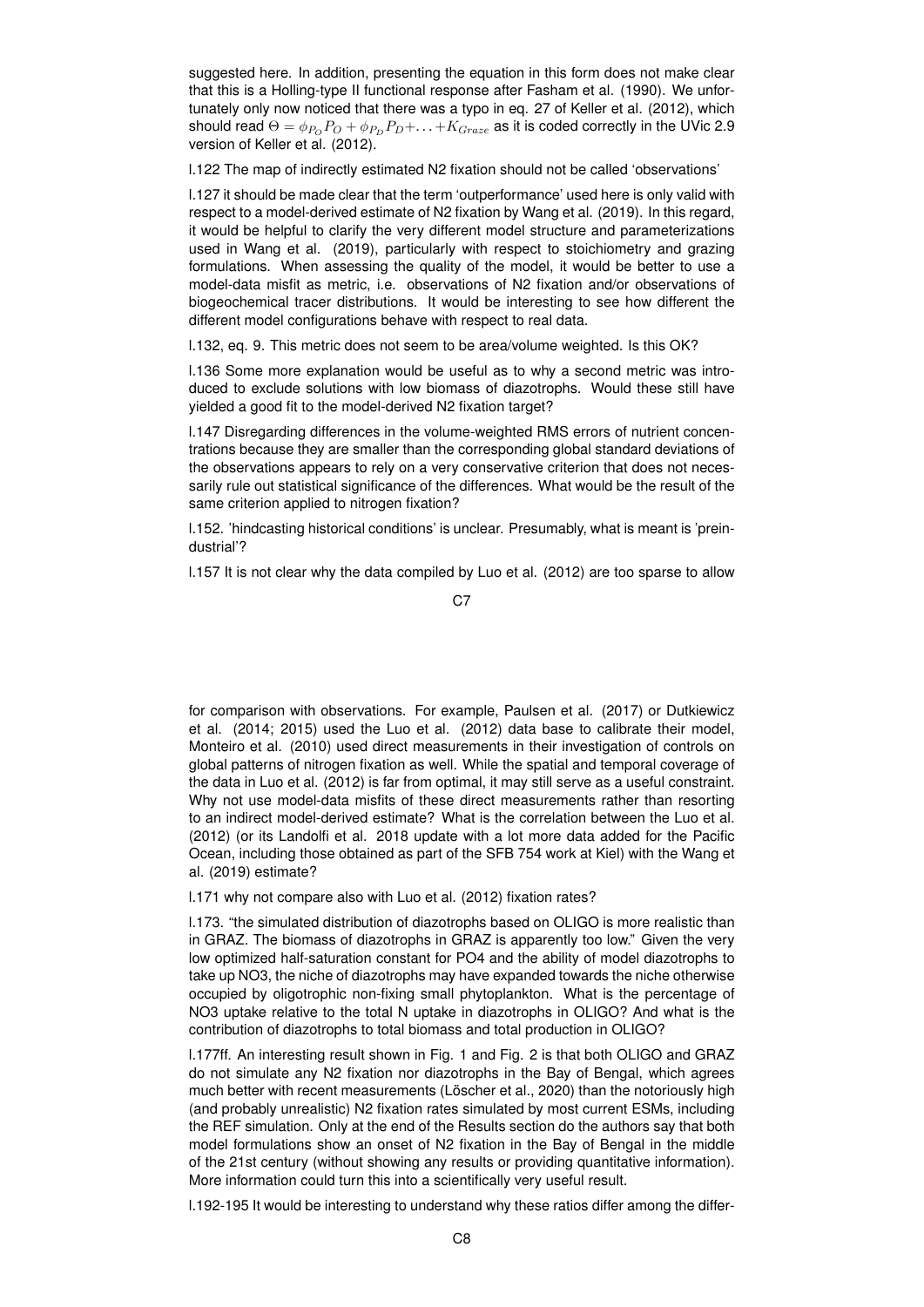suggested here. In addition, presenting the equation in this form does not make clear that this is a Holling-type II functional response after Fasham et al. (1990). We unfortunately only now noticed that there was a typo in eq. 27 of Keller et al. (2012), which should read $\Theta = \phi_{P_O} P_O + \phi_{P_D} P_D + \ldots + K_{Graze}$ as it is coded correctly in the UVic 2.9 version of Keller et al. (2012).

l.122 The map of indirectly estimated N2 fixation should not be called 'observations'

l.127 it should be made clear that the term 'outperformance' used here is only valid with respect to a model-derived estimate of N2 fixation by Wang et al. (2019). In this regard, it would be helpful to clarify the very different model structure and parameterizations used in Wang et al. (2019), particularly with respect to stoichiometry and grazing formulations. When assessing the quality of the model, it would be better to use a model-data misfit as metric, i.e. observations of N2 fixation and/or observations of biogeochemical tracer distributions. It would be interesting to see how different the different model configurations behave with respect to real data.

l.132, eq. 9. This metric does not seem to be area/volume weighted. Is this OK?

l.136 Some more explanation would be useful as to why a second metric was introduced to exclude solutions with low biomass of diazotrophs. Would these still have yielded a good fit to the model-derived N2 fixation target?

l.147 Disregarding differences in the volume-weighted RMS errors of nutrient concentrations because they are smaller than the corresponding global standard deviations of the observations appears to rely on a very conservative criterion that does not necessarily rule out statistical significance of the differences. What would be the result of the same criterion applied to nitrogen fixation?

l.152. 'hindcasting historical conditions' is unclear. Presumably, what is meant is 'preindustrial'?

l.157 It is not clear why the data compiled by Luo et al. (2012) are too sparse to allow for comparison with observations. For example, Paulsen et al. (2017) or Dutkiewicz et al. (2014; 2015) used the Luo et al. (2012) data base to calibrate their model, Monteiro et al. (2010) used direct measurements in their investigation of controls on global patterns of nitrogen fixation as well. While the spatial and temporal coverage of the data in Luo et al. (2012) is far from optimal, it may still serve as a useful constraint. Why not use model-data misfits of these direct measurements rather than resorting to an indirect model-derived estimate? What is the correlation between the Luo et al. (2012) (or its Landolfi et al. 2018 update with a lot more data added for the Pacific Ocean, including those obtained as part of the SFB 754 work at Kiel) with the Wang et al. (2019) estimate?

l.171 why not compare also with Luo et al. (2012) fixation rates?

l.173. "the simulated distribution of diazotrophs based on OLIGO is more realistic than in GRAZ. The biomass of diazotrophs in GRAZ is apparently too low." Given the very low optimized half-saturation constant for PO4 and the ability of model diazotrophs to take up NO3, the niche of diazotrophs may have expanded towards the niche otherwise occupied by oligotrophic non-fixing small phytoplankton. What is the percentage of NO3 uptake relative to the total N uptake in diazotrophs in OLIGO? And what is the contribution of diazotrophs to total biomass and total production in OLIGO?

l.177ff. An interesting result shown in Fig. 1 and Fig. 2 is that both OLIGO and GRAZ do not simulate any N2 fixation nor diazotrophs in the Bay of Bengal, which agrees much better with recent measurements (Löscher et al., 2020) than the notoriously high (and probably unrealistic) N2 fixation rates simulated by most current ESMs, including the REF simulation. Only at the end of the Results section do the authors say that both model formulations show an onset of N2 fixation in the Bay of Bengal in the middle of the 21st century (without showing any results or providing quantitative information). More information could turn this into a scientifically very useful result.

l.192-195 It would be interesting to understand why these ratios differ among the differ-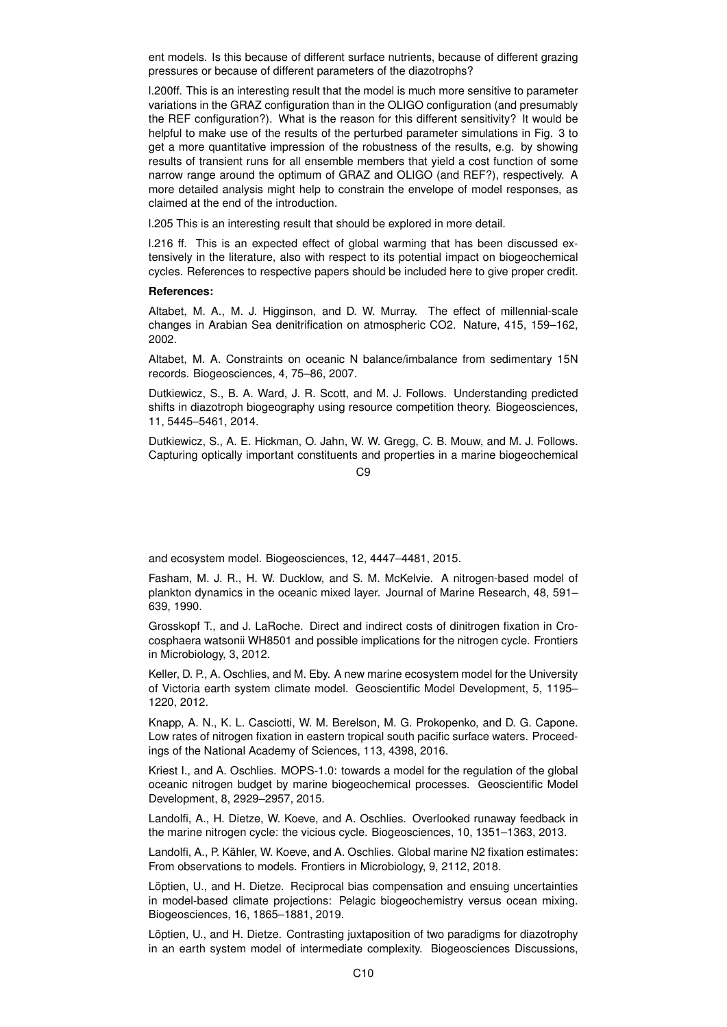ent models. Is this because of different surface nutrients, because of different grazing pressures or because of different parameters of the diazotrophs?

l.200ff. This is an interesting result that the model is much more sensitive to parameter variations in the GRAZ configuration than in the OLIGO configuration (and presumably the REF configuration?). What is the reason for this different sensitivity? It would be helpful to make use of the results of the perturbed parameter simulations in Fig. 3 to get a more quantitative impression of the robustness of the results, e.g. by showing results of transient runs for all ensemble members that yield a cost function of some narrow range around the optimum of GRAZ and OLIGO (and REF?), respectively. A more detailed analysis might help to constrain the envelope of model responses, as claimed at the end of the introduction.

l.205 This is an interesting result that should be explored in more detail.

l.216 ff. This is an expected effect of global warming that has been discussed extensively in the literature, also with respect to its potential impact on biogeochemical cycles. References to respective papers should be included here to give proper credit.

**References:**

Altabet, M. A., M. J. Higginson, and D. W. Murray. The effect of millennial-scale changes in Arabian Sea denitrification on atmospheric CO2. Nature, 415, 159–162, 2002.

Altabet, M. A. Constraints on oceanic N balance/imbalance from sedimentary 15N records. Biogeosciences, 4, 75–86, 2007.

Dutkiewicz, S., B. A. Ward, J. R. Scott, and M. J. Follows. Understanding predicted shifts in diazotroph biogeography using resource competition theory. Biogeosciences, 11, 5445–5461, 2014.

Dutkiewicz, S., A. E. Hickman, O. Jahn, W. W. Gregg, C. B. Mouw, and M. J. Follows. Capturing optically important constituents and properties in a marine biogeochemical and ecosystem model. Biogeosciences, 12, 4447–4481, 2015.

Fasham, M. J. R., H. W. Ducklow, and S. M. McKelvie. A nitrogen-based model of plankton dynamics in the oceanic mixed layer. Journal of Marine Research, 48, 591–639, 1990.

Grosskopf T., and J. LaRoche. Direct and indirect costs of dinitrogen fixation in Crocosphaera watsonii WH8501 and possible implications for the nitrogen cycle. Frontiers in Microbiology, 3, 2012.

Keller, D. P., A. Oschlies, and M. Eby. A new marine ecosystem model for the University of Victoria earth system climate model. Geoscientific Model Development, 5, 1195–1220, 2012.

Knapp, A. N., K. L. Casciotti, W. M. Berelson, M. G. Prokopenko, and D. G. Capone. Low rates of nitrogen fixation in eastern tropical south pacific surface waters. Proceedings of the National Academy of Sciences, 113, 4398, 2016.

Kriest I., and A. Oschlies. MOPS-1.0: towards a model for the regulation of the global oceanic nitrogen budget by marine biogeochemical processes. Geoscientific Model Development, 8, 2929–2957, 2015.

Landolfi, A., H. Dietze, W. Koeve, and A. Oschlies. Overlooked runaway feedback in the marine nitrogen cycle: the vicious cycle. Biogeosciences, 10, 1351–1363, 2013.

Landolfi, A., P. Kähler, W. Koeve, and A. Oschlies. Global marine N2 fixation estimates: From observations to models. Frontiers in Microbiology, 9, 2112, 2018.

Löptien, U., and H. Dietze. Reciprocal bias compensation and ensuing uncertainties in model-based climate projections: Pelagic biogeochemistry versus ocean mixing. Biogeosciences, 16, 1865–1881, 2019.

Löptien, U., and H. Dietze. Contrasting juxtaposition of two paradigms for diazotrophy in an earth system model of intermediate complexity. Biogeosciences Discussions,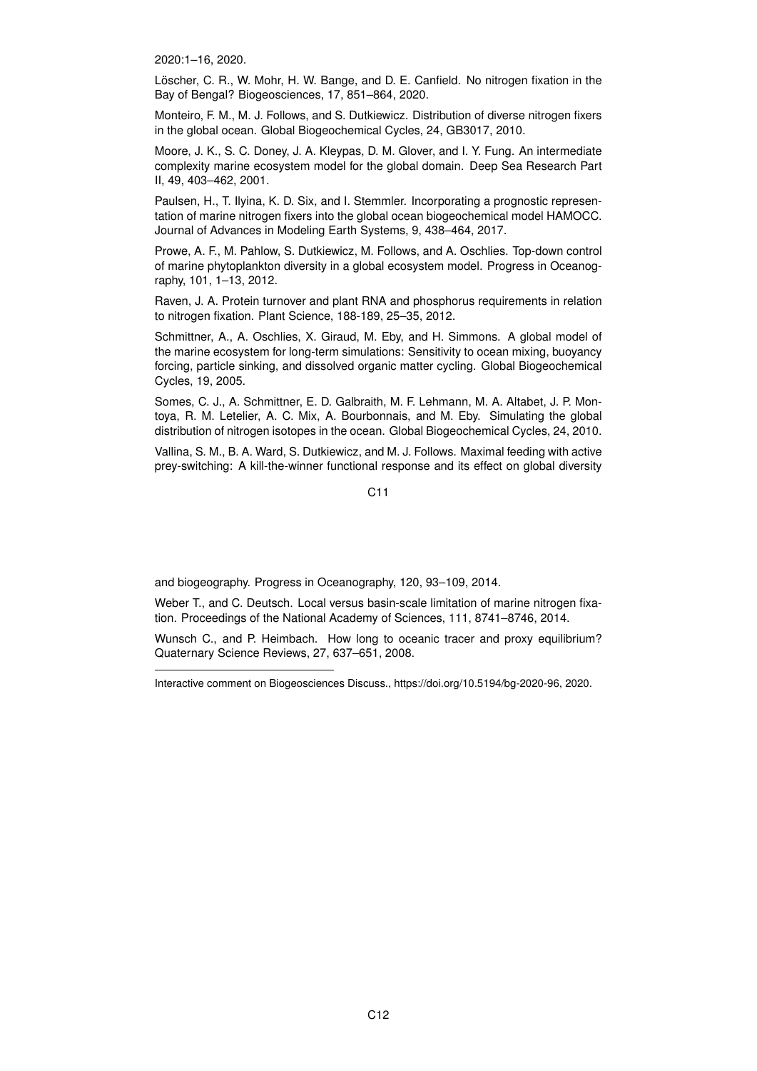2020:1–16, 2020.

Löscher, C. R., W. Mohr, H. W. Bange, and D. E. Canfield. No nitrogen fixation in the Bay of Bengal? Biogeosciences, 17, 851–864, 2020.

Monteiro, F. M., M. J. Follows, and S. Dutkiewicz. Distribution of diverse nitrogen fixers in the global ocean. Global Biogeochemical Cycles, 24, GB3017, 2010.

Moore, J. K., S. C. Doney, J. A. Kleypas, D. M. Glover, and I. Y. Fung. An intermediate complexity marine ecosystem model for the global domain. Deep Sea Research Part II, 49, 403–462, 2001.

Paulsen, H., T. Ilyina, K. D. Six, and I. Stemmler. Incorporating a prognostic representation of marine nitrogen fixers into the global ocean biogeochemical model HAMOCC. Journal of Advances in Modeling Earth Systems, 9, 438–464, 2017.

Prowe, A. F., M. Pahlow, S. Dutkiewicz, M. Follows, and A. Oschlies. Top-down control of marine phytoplankton diversity in a global ecosystem model. Progress in Oceanography, 101, 1–13, 2012.

Raven, J. A. Protein turnover and plant RNA and phosphorus requirements in relation to nitrogen fixation. Plant Science, 188-189, 25–35, 2012.

Schmittner, A., A. Oschlies, X. Giraud, M. Eby, and H. Simmons. A global model of the marine ecosystem for long-term simulations: Sensitivity to ocean mixing, buoyancy forcing, particle sinking, and dissolved organic matter cycling. Global Biogeochemical Cycles, 19, 2005.

Somes, C. J., A. Schmittner, E. D. Galbraith, M. F. Lehmann, M. A. Altabet, J. P. Montoya, R. M. Letelier, A. C. Mix, A. Bourbonnais, and M. Eby. Simulating the global distribution of nitrogen isotopes in the ocean. Global Biogeochemical Cycles, 24, 2010.

Vallina, S. M., B. A. Ward, S. Dutkiewicz, and M. J. Follows. Maximal feeding with active prey-switching: A kill-the-winner functional response and its effect on global diversity and biogeography. Progress in Oceanography, 120, 93–109, 2014.

Weber T., and C. Deutsch. Local versus basin-scale limitation of marine nitrogen fixation. Proceedings of the National Academy of Sciences, 111, 8741–8746, 2014.

Wunsch C., and P. Heimbach. How long to oceanic tracer and proxy equilibrium? Quaternary Science Reviews, 27, 637–651, 2008.

---

Interactive comment on Biogeosciences Discuss., https://doi.org/10.5194/bg-2020-96, 2020.